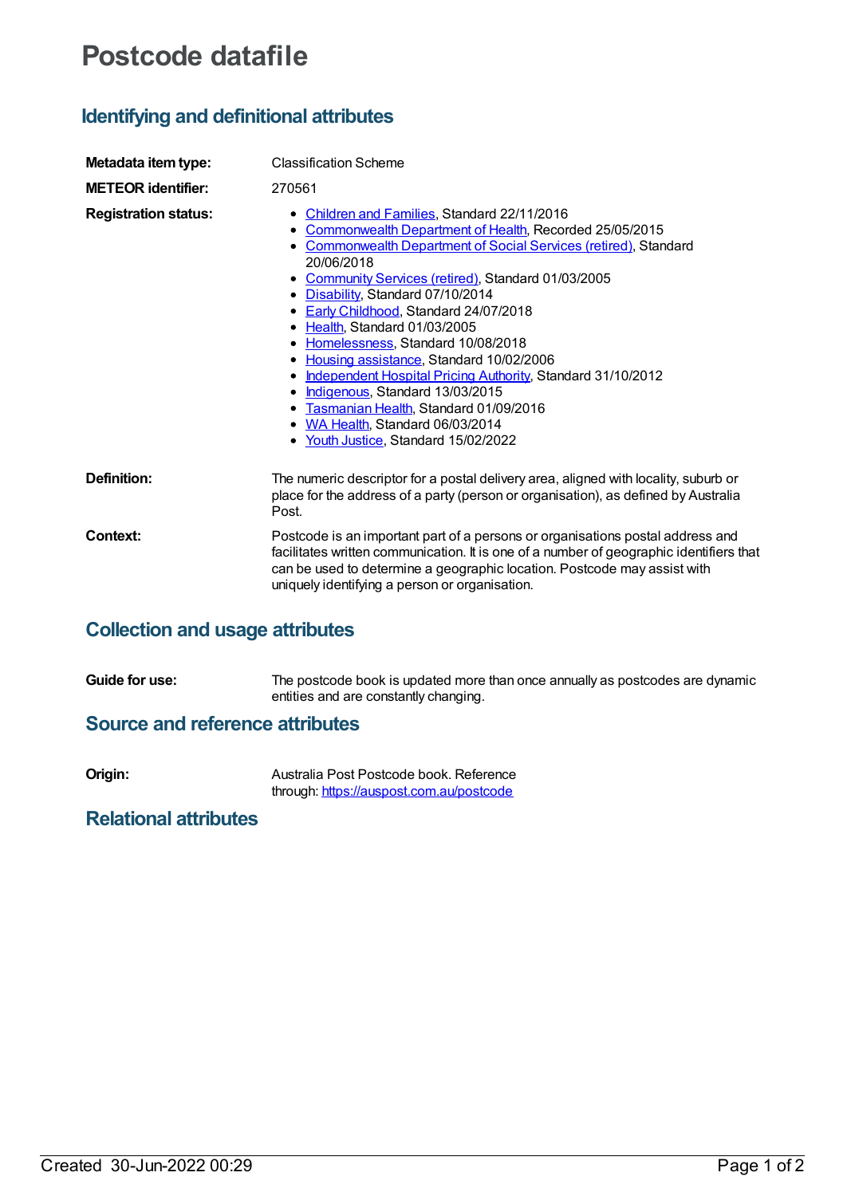# Postcode datafile

## Identifying and definitional attributes

**Metadata item type:** Classification Scheme

**METEOR identifier:** 270561

**Registration status:**

- Children and Families, Standard 22/11/2016
- Commonwealth Department of Health, Recorded 25/05/2015
- Commonwealth Department of Social Services (retired), Standard 20/06/2018
- Community Services (retired), Standard 01/03/2005
- Disability, Standard 07/10/2014
- Early Childhood, Standard 24/07/2018
- Health, Standard 01/03/2005
- Homelessness, Standard 10/08/2018
- Housing assistance, Standard 10/02/2006
- Independent Hospital Pricing Authority, Standard 31/10/2012
- Indigenous, Standard 13/03/2015
- Tasmanian Health, Standard 01/09/2016
- WA Health, Standard 06/03/2014
- Youth Justice, Standard 15/02/2022

**Definition:** The numeric descriptor for a postal delivery area, aligned with locality, suburb or place for the address of a party (person or organisation), as defined by Australia Post.

**Context:** Postcode is an important part of a persons or organisations postal address and facilitates written communication. It is one of a number of geographic identifiers that can be used to determine a geographic location. Postcode may assist with uniquely identifying a person or organisation.

## Collection and usage attributes

**Guide for use:** The postcode book is updated more than once annually as postcodes are dynamic entities and are constantly changing.

## Source and reference attributes

**Origin:** Australia Post Postcode book. Reference through: https://auspost.com.au/postcode

## Relational attributes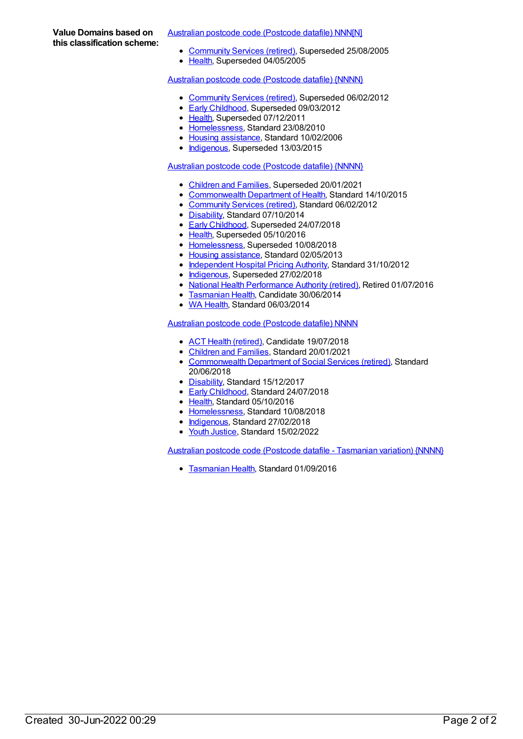**Value Domains based on this classification scheme:**

Australian postcode code (Postcode datafile) NNN[N]

- Community Services (retired), Superseded 25/08/2005
- Health, Superseded 04/05/2005

Australian postcode code (Postcode datafile) {NNNN}

- Community Services (retired), Superseded 06/02/2012
- Early Childhood, Superseded 09/03/2012
- Health, Superseded 07/12/2011
- Homelessness, Standard 23/08/2010
- Housing assistance, Standard 10/02/2006
- Indigenous, Superseded 13/03/2015

Australian postcode code (Postcode datafile) {NNNN}

- Children and Families, Superseded 20/01/2021
- Commonwealth Department of Health, Standard 14/10/2015
- Community Services (retired), Standard 06/02/2012
- Disability, Standard 07/10/2014
- Early Childhood, Superseded 24/07/2018
- Health, Superseded 05/10/2016
- Homelessness, Superseded 10/08/2018
- Housing assistance, Standard 02/05/2013
- Independent Hospital Pricing Authority, Standard 31/10/2012
- Indigenous, Superseded 27/02/2018
- National Health Performance Authority (retired), Retired 01/07/2016
- Tasmanian Health, Candidate 30/06/2014
- WA Health, Standard 06/03/2014

Australian postcode code (Postcode datafile) NNNN

- ACT Health (retired), Candidate 19/07/2018
- Children and Families, Standard 20/01/2021
- Commonwealth Department of Social Services (retired), Standard 20/06/2018
- Disability, Standard 15/12/2017
- Early Childhood, Standard 24/07/2018
- Health, Standard 05/10/2016
- Homelessness, Standard 10/08/2018
- Indigenous, Standard 27/02/2018
- Youth Justice, Standard 15/02/2022

Australian postcode code (Postcode datafile - Tasmanian variation) {NNNN}

- Tasmanian Health, Standard 01/09/2016